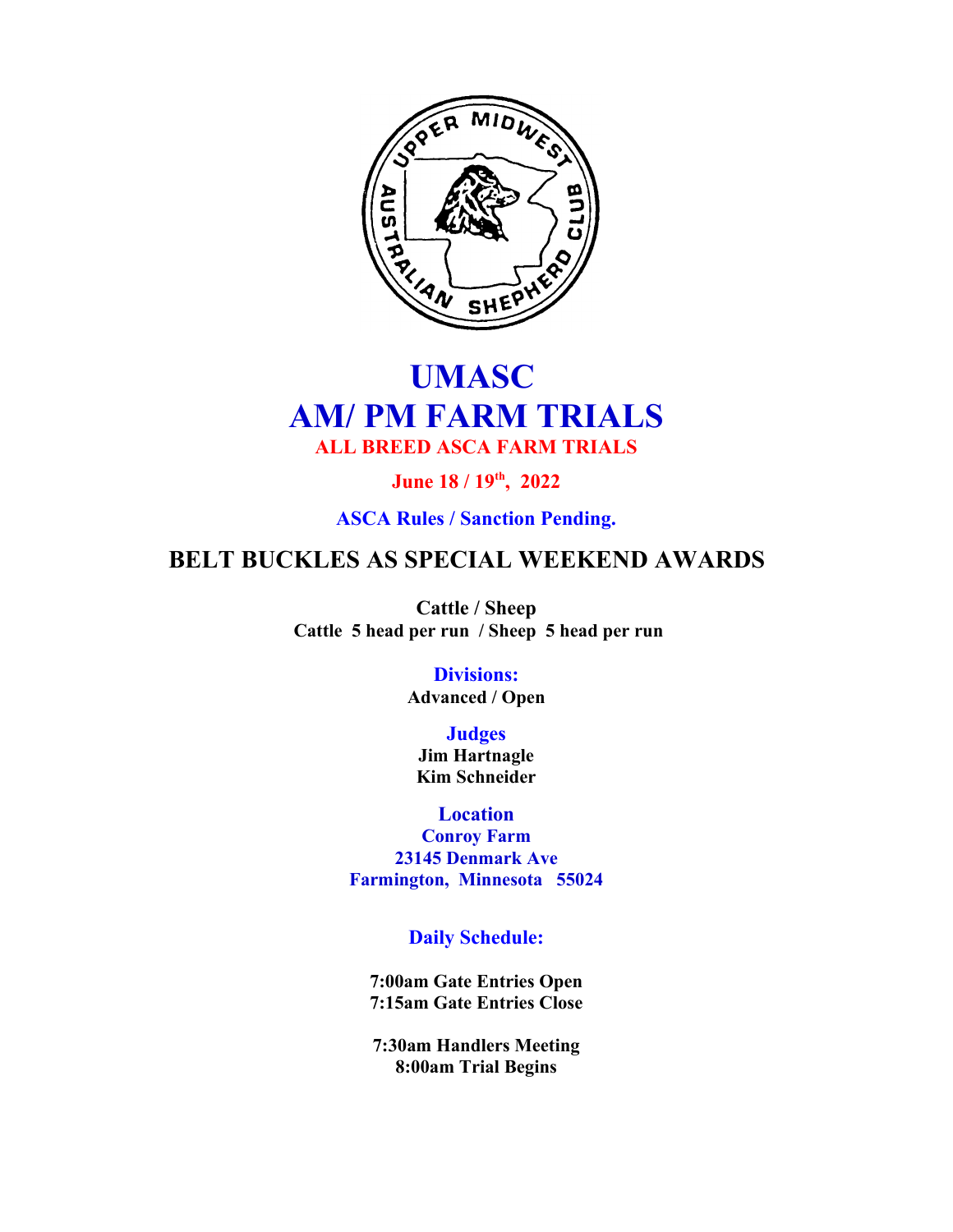# UMASC
# AM/ PM FARM TRIALS

**ALL BREED ASCA FARM TRIALS**

**June 18 / 19th, 2022**

**ASCA Rules / Sanction Pending.**

## BELT BUCKLES AS SPECIAL WEEKEND AWARDS

**Cattle / Sheep**
**Cattle 5 head per run / Sheep 5 head per run**

**Divisions:**
**Advanced / Open**

**Judges**
**Jim Hartnagle**
**Kim Schneider**

**Location**
**Conroy Farm**
**23145 Denmark Ave**
**Farmington, Minnesota 55024**

**Daily Schedule:**

**7:00am Gate Entries Open**
**7:15am Gate Entries Close**

**7:30am Handlers Meeting**
**8:00am Trial Begins**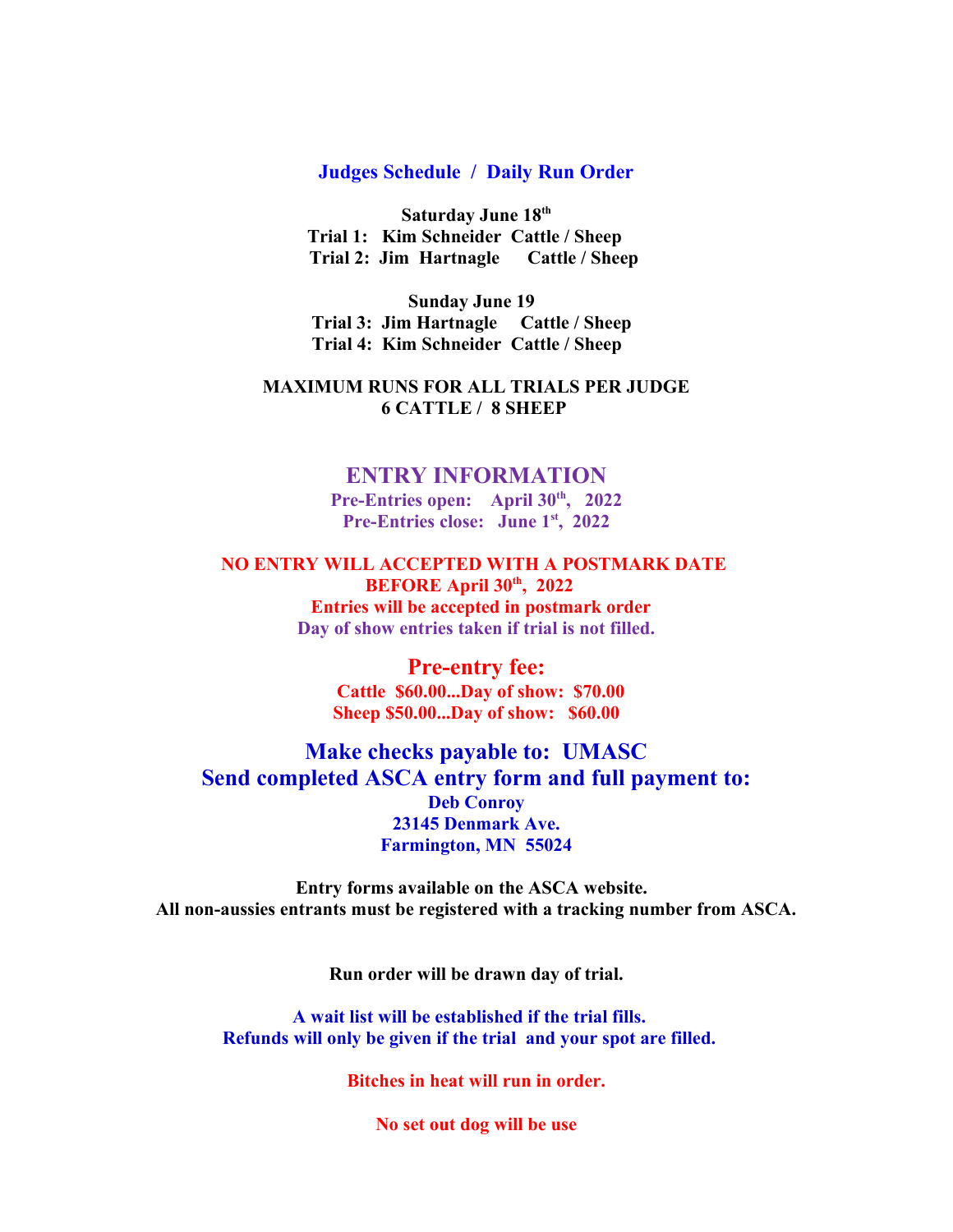## Judges Schedule / Daily Run Order

**Saturday June 18th**
**Trial 1: Kim Schneider Cattle / Sheep**
**Trial 2: Jim Hartnagle Cattle / Sheep**

**Sunday June 19**
**Trial 3: Jim Hartnagle Cattle / Sheep**
**Trial 4: Kim Schneider Cattle / Sheep**

**MAXIMUM RUNS FOR ALL TRIALS PER JUDGE**
**6 CATTLE / 8 SHEEP**

## ENTRY INFORMATION

**Pre-Entries open: April 30th, 2022**
**Pre-Entries close: June 1st, 2022**

**NO ENTRY WILL ACCEPTED WITH A POSTMARK DATE BEFORE April 30th, 2022**
**Entries will be accepted in postmark order**
**Day of show entries taken if trial is not filled.**

### Pre-entry fee:

**Cattle $60.00...Day of show: $70.00**
**Sheep $50.00...Day of show: $60.00**

### Make checks payable to: UMASC
### Send completed ASCA entry form and full payment to:

**Deb Conroy**
**23145 Denmark Ave.**
**Farmington, MN 55024**

**Entry forms available on the ASCA website.**
**All non-aussies entrants must be registered with a tracking number from ASCA.**

**Run order will be drawn day of trial.**

**A wait list will be established if the trial fills.**
**Refunds will only be given if the trial and your spot are filled.**

**Bitches in heat will run in order.**

**No set out dog will be use**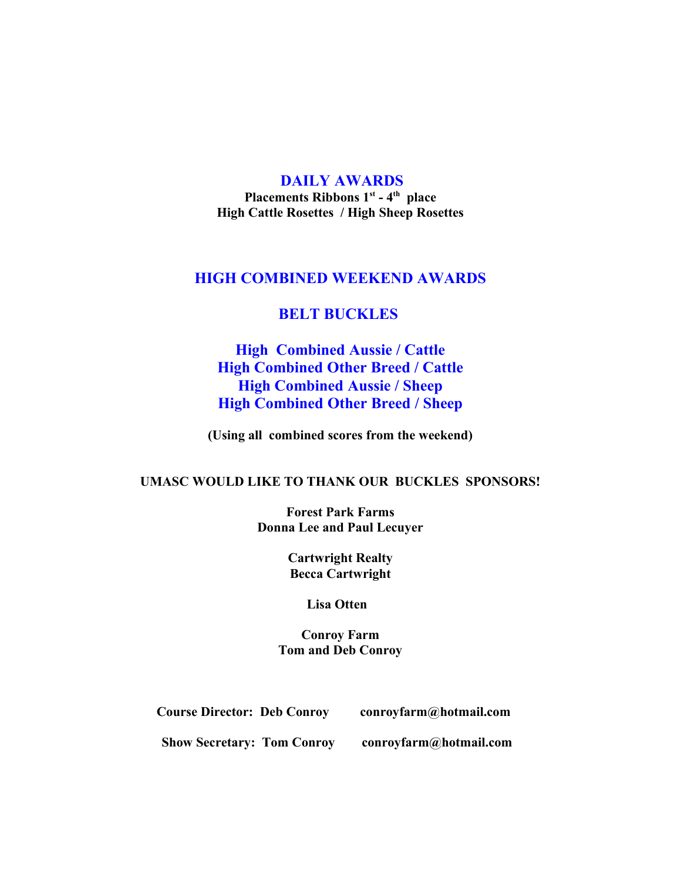## DAILY AWARDS

**Placements Ribbons 1st - 4th place**
**High Cattle Rosettes / High Sheep Rosettes**

## HIGH COMBINED WEEKEND AWARDS

## BELT BUCKLES

### High Combined Aussie / Cattle
### High Combined Other Breed / Cattle
### High Combined Aussie / Sheep
### High Combined Other Breed / Sheep

**(Using all combined scores from the weekend)**

**UMASC WOULD LIKE TO THANK OUR BUCKLES SPONSORS!**

**Forest Park Farms**
**Donna Lee and Paul Lecuyer**

**Cartwright Realty**
**Becca Cartwright**

**Lisa Otten**

**Conroy Farm**
**Tom and Deb Conroy**

**Course Director: Deb Conroy** conroyfarm@hotmail.com

**Show Secretary: Tom Conroy** conroyfarm@hotmail.com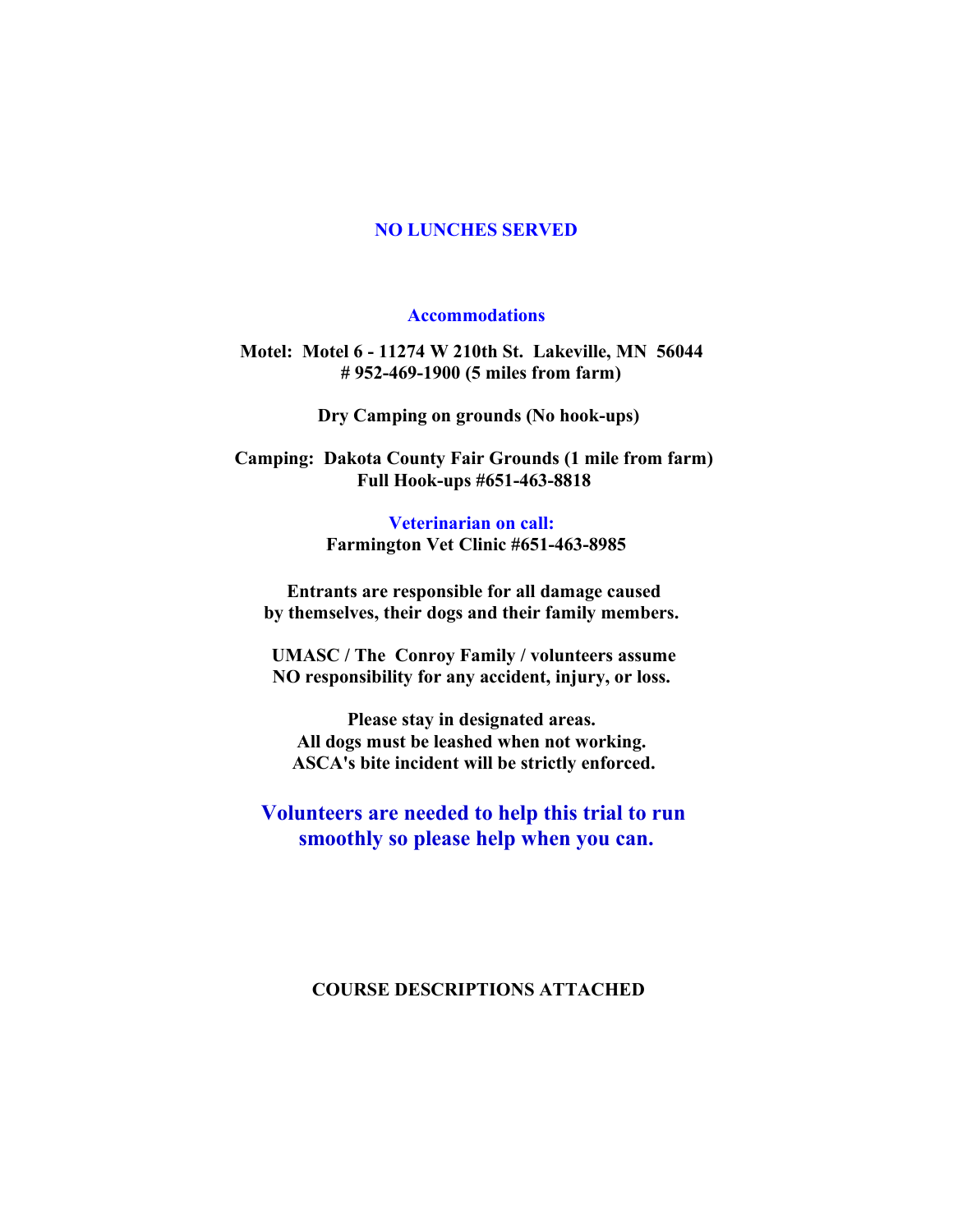**NO LUNCHES SERVED**

## Accommodations

**Motel: Motel 6 - 11274 W 210th St. Lakeville, MN 56044**
**# 952-469-1900 (5 miles from farm)**

**Dry Camping on grounds (No hook-ups)**

**Camping: Dakota County Fair Grounds (1 mile from farm)**
**Full Hook-ups #651-463-8818**

**Veterinarian on call:**
**Farmington Vet Clinic #651-463-8985**

**Entrants are responsible for all damage caused by themselves, their dogs and their family members.**

**UMASC / The Conroy Family / volunteers assume NO responsibility for any accident, injury, or loss.**

**Please stay in designated areas.**
**All dogs must be leashed when not working.**
**ASCA's bite incident will be strictly enforced.**

**Volunteers are needed to help this trial to run smoothly so please help when you can.**

**COURSE DESCRIPTIONS ATTACHED**